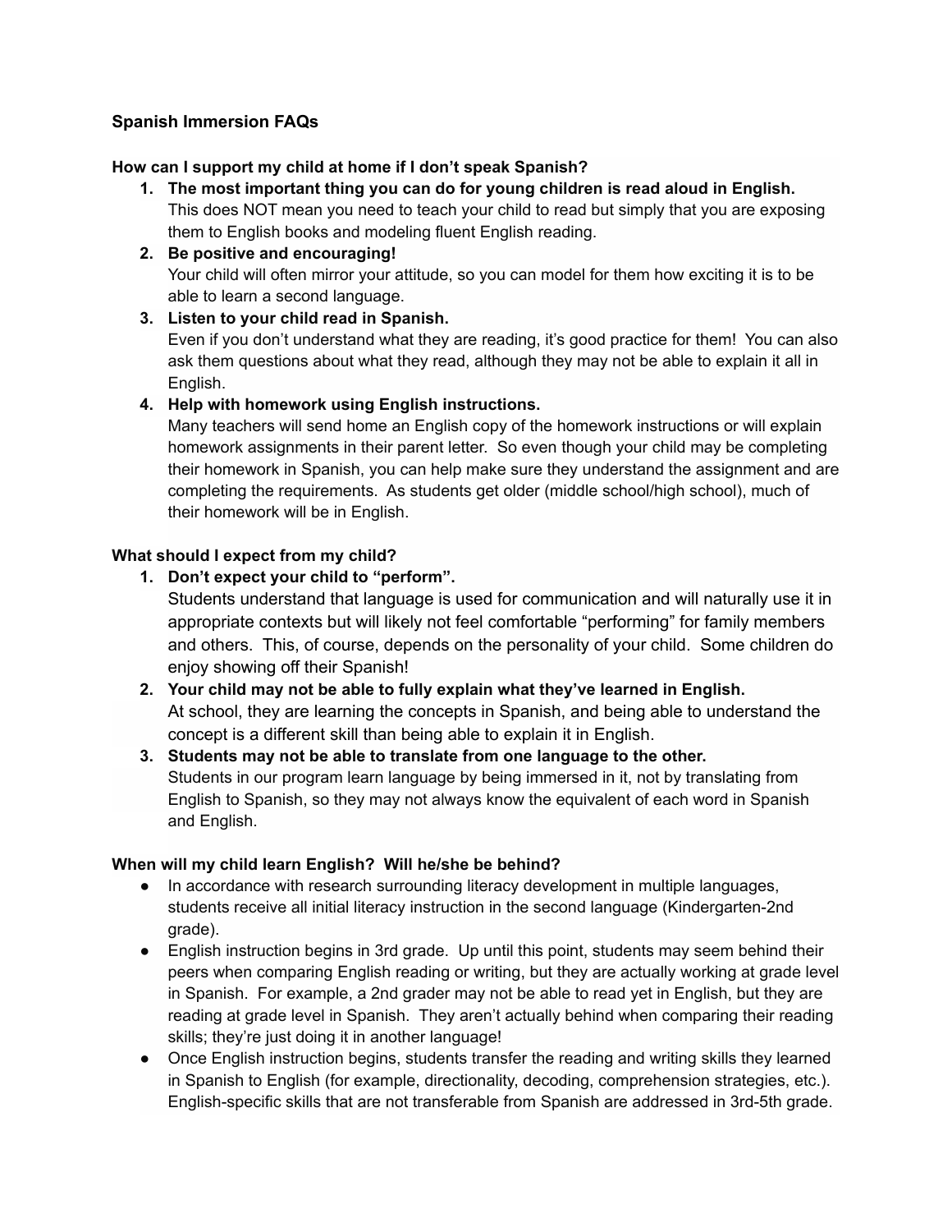# Spanish Immersion FAQs

## How can I support my child at home if I don't speak Spanish?

1. **The most important thing you can do for young children is read aloud in English.**
   This does NOT mean you need to teach your child to read but simply that you are exposing them to English books and modeling fluent English reading.
2. **Be positive and encouraging!**
   Your child will often mirror your attitude, so you can model for them how exciting it is to be able to learn a second language.
3. **Listen to your child read in Spanish.**
   Even if you don't understand what they are reading, it's good practice for them! You can also ask them questions about what they read, although they may not be able to explain it all in English.
4. **Help with homework using English instructions.**
   Many teachers will send home an English copy of the homework instructions or will explain homework assignments in their parent letter. So even though your child may be completing their homework in Spanish, you can help make sure they understand the assignment and are completing the requirements. As students get older (middle school/high school), much of their homework will be in English.

## What should I expect from my child?

1. **Don't expect your child to "perform".**
   Students understand that language is used for communication and will naturally use it in appropriate contexts but will likely not feel comfortable "performing" for family members and others. This, of course, depends on the personality of your child. Some children do enjoy showing off their Spanish!
2. **Your child may not be able to fully explain what they've learned in English.**
   At school, they are learning the concepts in Spanish, and being able to understand the concept is a different skill than being able to explain it in English.
3. **Students may not be able to translate from one language to the other.**
   Students in our program learn language by being immersed in it, not by translating from English to Spanish, so they may not always know the equivalent of each word in Spanish and English.

## When will my child learn English? Will he/she be behind?

- In accordance with research surrounding literacy development in multiple languages, students receive all initial literacy instruction in the second language (Kindergarten-2nd grade).
- English instruction begins in 3rd grade. Up until this point, students may seem behind their peers when comparing English reading or writing, but they are actually working at grade level in Spanish. For example, a 2nd grader may not be able to read yet in English, but they are reading at grade level in Spanish. They aren't actually behind when comparing their reading skills; they're just doing it in another language!
- Once English instruction begins, students transfer the reading and writing skills they learned in Spanish to English (for example, directionality, decoding, comprehension strategies, etc.). English-specific skills that are not transferable from Spanish are addressed in 3rd-5th grade.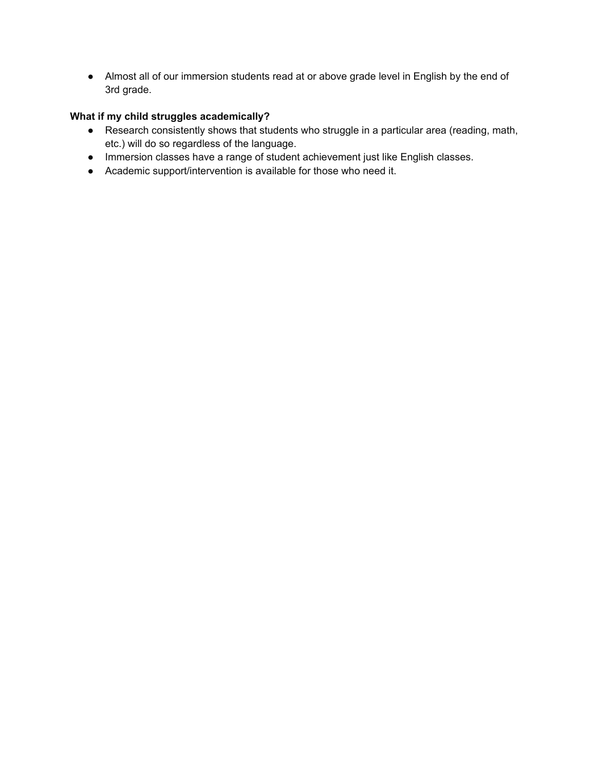- Almost all of our immersion students read at or above grade level in English by the end of 3rd grade.

**What if my child struggles academically?**

- Research consistently shows that students who struggle in a particular area (reading, math, etc.) will do so regardless of the language.
- Immersion classes have a range of student achievement just like English classes.
- Academic support/intervention is available for those who need it.